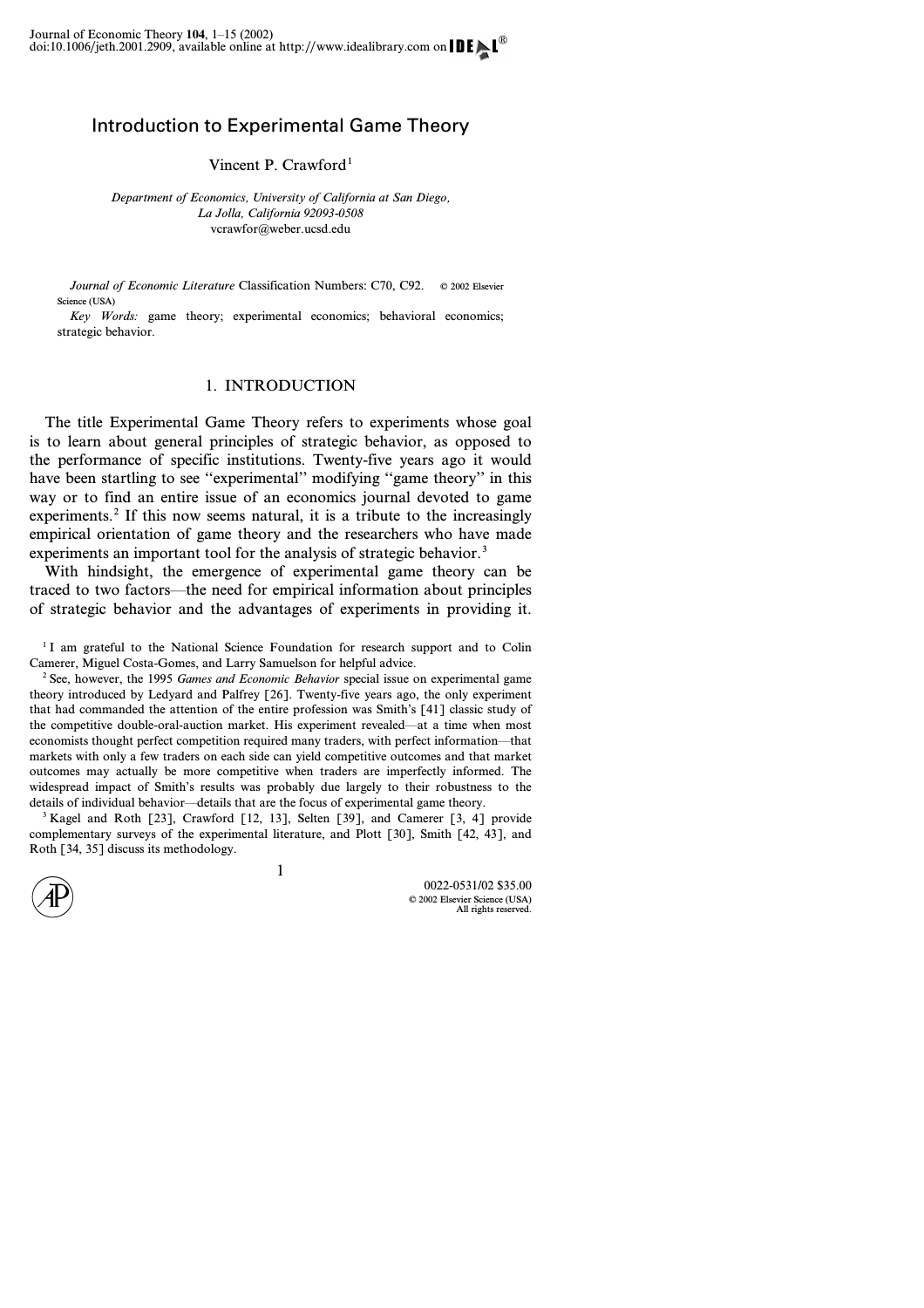# Introduction to Experimental Game Theory

Vincent P. Crawford[1]

*Department of Economics, University of California at San Diego, La Jolla, California 92093-0508*
vcrawfor@weber.ucsd.edu

*Journal of Economic Literature* Classification Numbers: C70, C92. © 2002 Elsevier Science (USA)

*Key Words:* game theory; experimental economics; behavioral economics; strategic behavior.

## 1. INTRODUCTION

The title Experimental Game Theory refers to experiments whose goal is to learn about general principles of strategic behavior, as opposed to the performance of specific institutions. Twenty-five years ago it would have been startling to see "experimental" modifying "game theory" in this way or to find an entire issue of an economics journal devoted to game experiments.[2] If this now seems natural, it is a tribute to the increasingly empirical orientation of game theory and the researchers who have made experiments an important tool for the analysis of strategic behavior.[3]

With hindsight, the emergence of experimental game theory can be traced to two factors—the need for empirical information about principles of strategic behavior and the advantages of experiments in providing it.

[1] I am grateful to the National Science Foundation for research support and to Colin Camerer, Miguel Costa-Gomes, and Larry Samuelson for helpful advice.

[2] See, however, the 1995 *Games and Economic Behavior* special issue on experimental game theory introduced by Ledyard and Palfrey [26]. Twenty-five years ago, the only experiment that had commanded the attention of the entire profession was Smith's [41] classic study of the competitive double-oral-auction market. His experiment revealed—at a time when most economists thought perfect competition required many traders, with perfect information—that markets with only a few traders on each side can yield competitive outcomes and that market outcomes may actually be more competitive when traders are imperfectly informed. The widespread impact of Smith's results was probably due largely to their robustness to the details of individual behavior—details that are the focus of experimental game theory.

[3] Kagel and Roth [23], Crawford [12, 13], Selten [39], and Camerer [3, 4] provide complementary surveys of the experimental literature, and Plott [30], Smith [42, 43], and Roth [34, 35] discuss its methodology.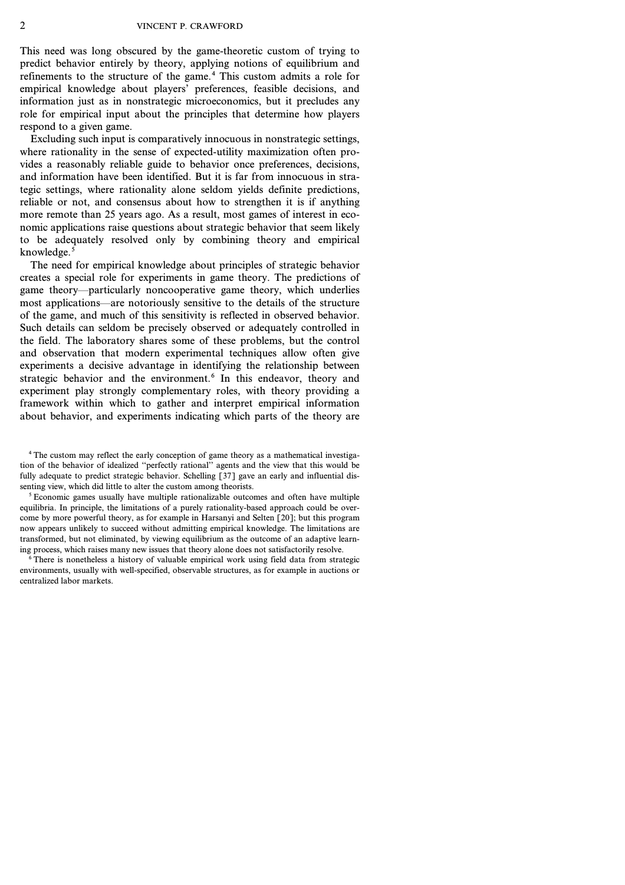This need was long obscured by the game-theoretic custom of trying to predict behavior entirely by theory, applying notions of equilibrium and refinements to the structure of the game.[4] This custom admits a role for empirical knowledge about players' preferences, feasible decisions, and information just as in nonstrategic microeconomics, but it precludes any role for empirical input about the principles that determine how players respond to a given game.

Excluding such input is comparatively innocuous in nonstrategic settings, where rationality in the sense of expected-utility maximization often provides a reasonably reliable guide to behavior once preferences, decisions, and information have been identified. But it is far from innocuous in strategic settings, where rationality alone seldom yields definite predictions, reliable or not, and consensus about how to strengthen it is if anything more remote than 25 years ago. As a result, most games of interest in economic applications raise questions about strategic behavior that seem likely to be adequately resolved only by combining theory and empirical knowledge.[5]

The need for empirical knowledge about principles of strategic behavior creates a special role for experiments in game theory. The predictions of game theory—particularly noncooperative game theory, which underlies most applications—are notoriously sensitive to the details of the structure of the game, and much of this sensitivity is reflected in observed behavior. Such details can seldom be precisely observed or adequately controlled in the field. The laboratory shares some of these problems, but the control and observation that modern experimental techniques allow often give experiments a decisive advantage in identifying the relationship between strategic behavior and the environment.[6] In this endeavor, theory and experiment play strongly complementary roles, with theory providing a framework within which to gather and interpret empirical information about behavior, and experiments indicating which parts of the theory are

---

[4] The custom may reflect the early conception of game theory as a mathematical investigation of the behavior of idealized "perfectly rational" agents and the view that this would be fully adequate to predict strategic behavior. Schelling [37] gave an early and influential dissenting view, which did little to alter the custom among theorists.

[5] Economic games usually have multiple rationalizable outcomes and often have multiple equilibria. In principle, the limitations of a purely rationality-based approach could be overcome by more powerful theory, as for example in Harsanyi and Selten [20]; but this program now appears unlikely to succeed without admitting empirical knowledge. The limitations are transformed, but not eliminated, by viewing equilibrium as the outcome of an adaptive learning process, which raises many new issues that theory alone does not satisfactorily resolve.

[6] There is nonetheless a history of valuable empirical work using field data from strategic environments, usually with well-specified, observable structures, as for example in auctions or centralized labor markets.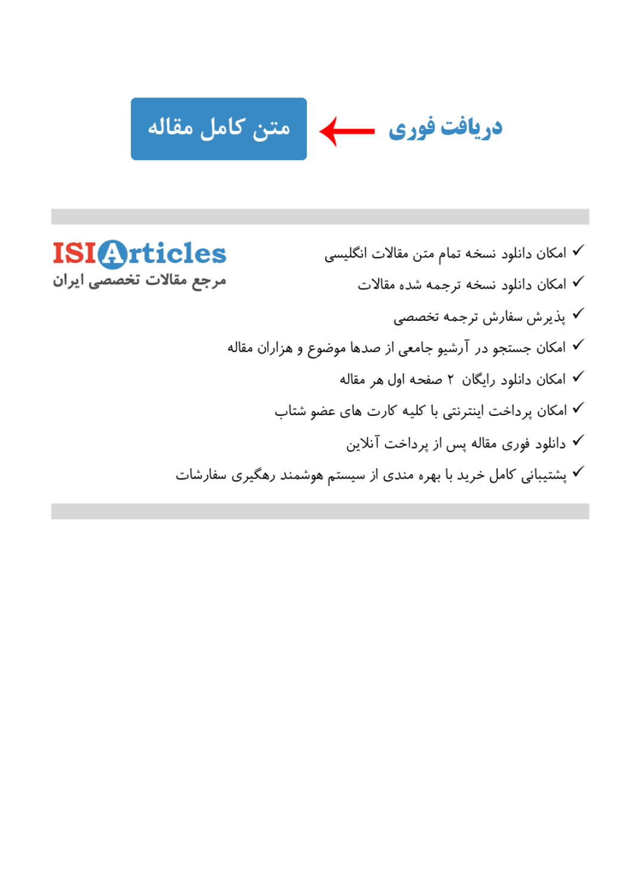دریافت فوری ← **متن کامل مقاله**

**ISIArticles**
مرجع مقالات تخصصی ایران

- ✓ امکان دانلود نسخه تمام متن مقالات انگلیسی
- ✓ امکان دانلود نسخه ترجمه شده مقالات
- ✓ پذیرش سفارش ترجمه تخصصی
- ✓ امکان جستجو در آرشیو جامعی از صدها موضوع و هزاران مقاله
- ✓ امکان دانلود رایگان ۲ صفحه اول هر مقاله
- ✓ امکان پرداخت اینترنتی با کلیه کارت های عضو شتاب
- ✓ دانلود فوری مقاله پس از پرداخت آنلاین
- ✓ پشتیبانی کامل خرید با بهره مندی از سیستم هوشمند رهگیری سفارشات